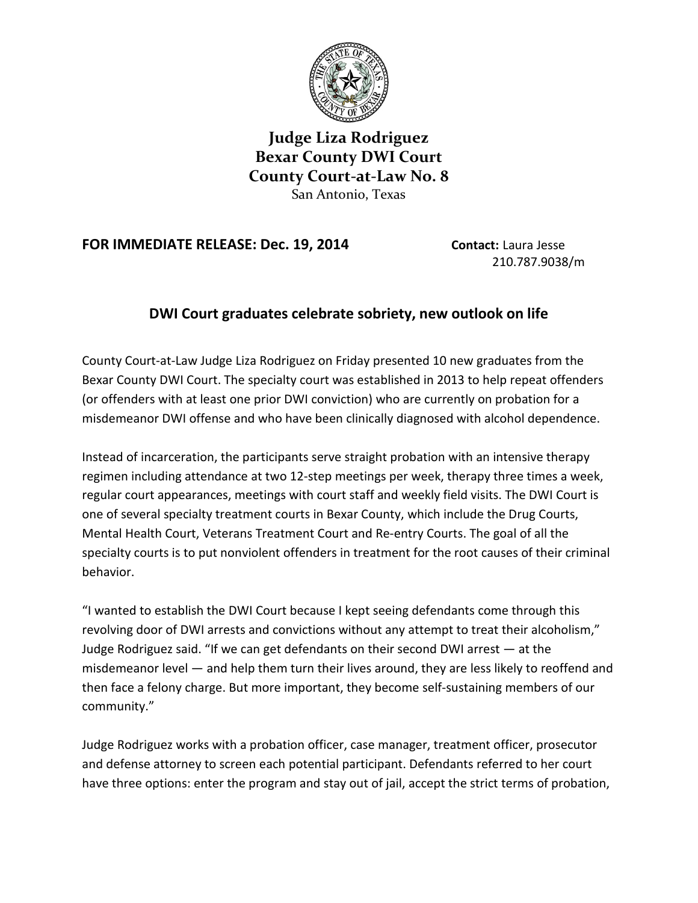**Judge Liza Rodriguez**
**Bexar County DWI Court**
**County Court-at-Law No. 8**
San Antonio, Texas

**FOR IMMEDIATE RELEASE: Dec. 19, 2014** **Contact:** Laura Jesse
210.787.9038/m

## DWI Court graduates celebrate sobriety, new outlook on life

County Court-at-Law Judge Liza Rodriguez on Friday presented 10 new graduates from the Bexar County DWI Court. The specialty court was established in 2013 to help repeat offenders (or offenders with at least one prior DWI conviction) who are currently on probation for a misdemeanor DWI offense and who have been clinically diagnosed with alcohol dependence.

Instead of incarceration, the participants serve straight probation with an intensive therapy regimen including attendance at two 12-step meetings per week, therapy three times a week, regular court appearances, meetings with court staff and weekly field visits. The DWI Court is one of several specialty treatment courts in Bexar County, which include the Drug Courts, Mental Health Court, Veterans Treatment Court and Re-entry Courts. The goal of all the specialty courts is to put nonviolent offenders in treatment for the root causes of their criminal behavior.

"I wanted to establish the DWI Court because I kept seeing defendants come through this revolving door of DWI arrests and convictions without any attempt to treat their alcoholism," Judge Rodriguez said. "If we can get defendants on their second DWI arrest — at the misdemeanor level — and help them turn their lives around, they are less likely to reoffend and then face a felony charge. But more important, they become self-sustaining members of our community."

Judge Rodriguez works with a probation officer, case manager, treatment officer, prosecutor and defense attorney to screen each potential participant. Defendants referred to her court have three options: enter the program and stay out of jail, accept the strict terms of probation,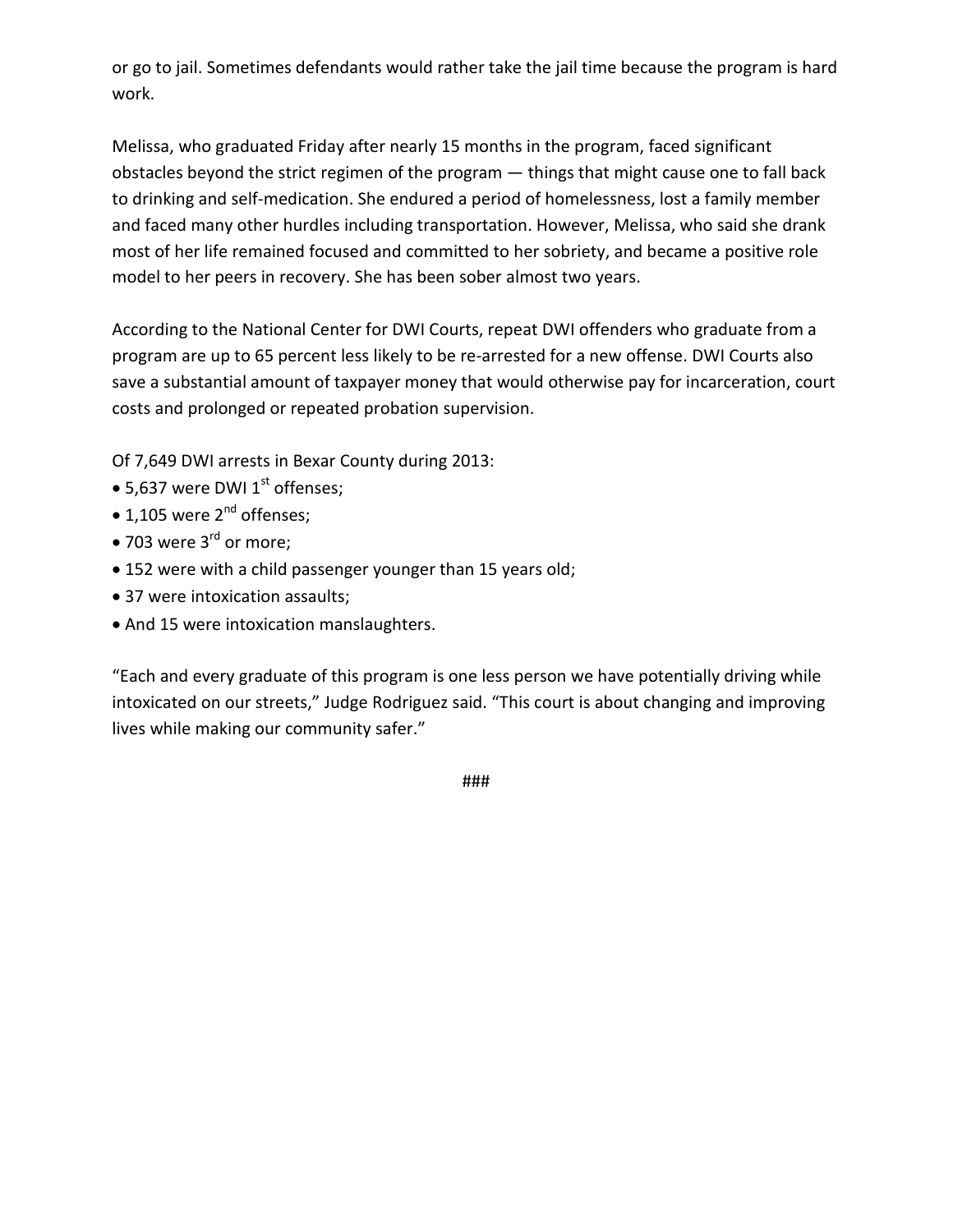or go to jail. Sometimes defendants would rather take the jail time because the program is hard work.

Melissa, who graduated Friday after nearly 15 months in the program, faced significant obstacles beyond the strict regimen of the program — things that might cause one to fall back to drinking and self-medication. She endured a period of homelessness, lost a family member and faced many other hurdles including transportation. However, Melissa, who said she drank most of her life remained focused and committed to her sobriety, and became a positive role model to her peers in recovery. She has been sober almost two years.

According to the National Center for DWI Courts, repeat DWI offenders who graduate from a program are up to 65 percent less likely to be re-arrested for a new offense. DWI Courts also save a substantial amount of taxpayer money that would otherwise pay for incarceration, court costs and prolonged or repeated probation supervision.

Of 7,649 DWI arrests in Bexar County during 2013:

- 5,637 were DWI 1st offenses;
- 1,105 were 2nd offenses;
- 703 were 3rd or more;
- 152 were with a child passenger younger than 15 years old;
- 37 were intoxication assaults;
- And 15 were intoxication manslaughters.

“Each and every graduate of this program is one less person we have potentially driving while intoxicated on our streets,” Judge Rodriguez said. “This court is about changing and improving lives while making our community safer.”

###